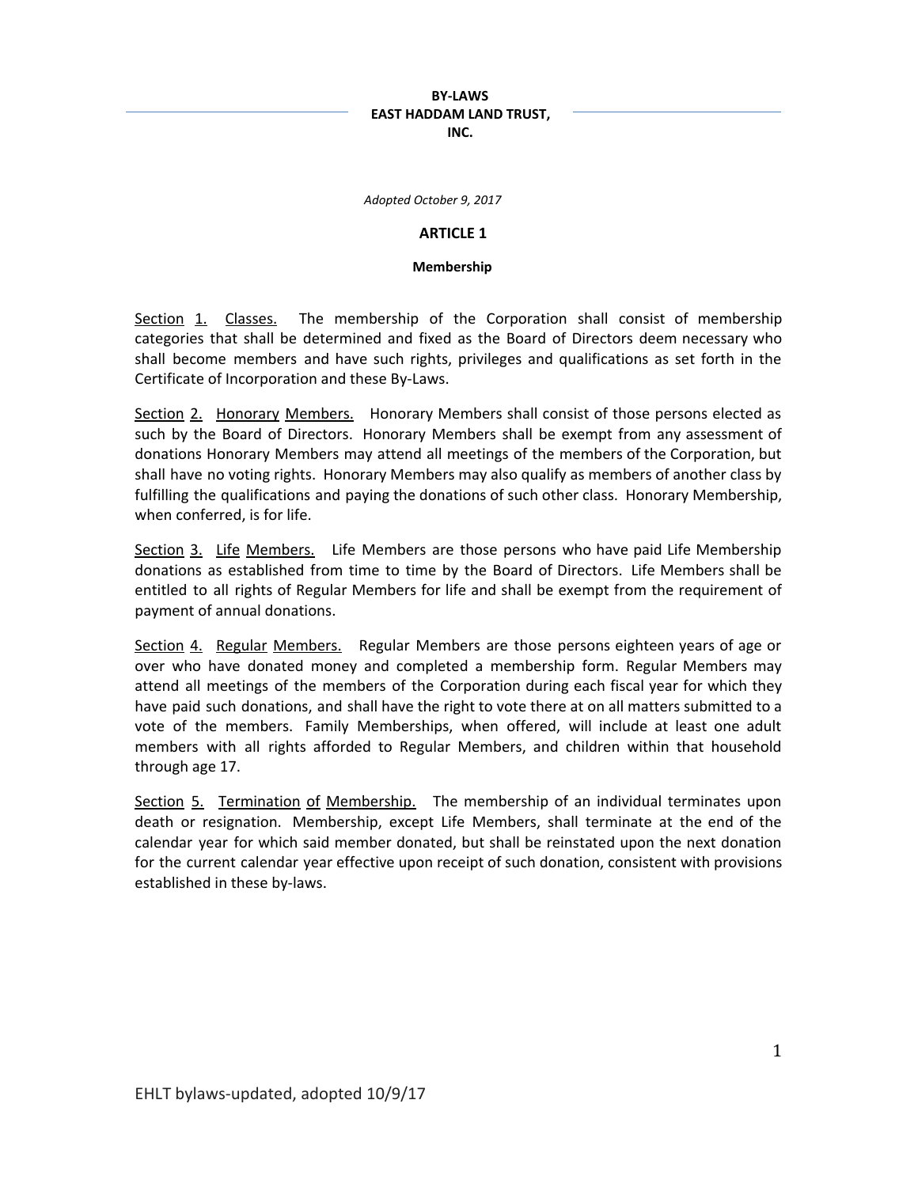# BY-LAWS
# EAST HADDAM LAND TRUST, INC.

*Adopted October 9, 2017*

## ARTICLE 1

### Membership

Section 1. Classes. The membership of the Corporation shall consist of membership categories that shall be determined and fixed as the Board of Directors deem necessary who shall become members and have such rights, privileges and qualifications as set forth in the Certificate of Incorporation and these By-Laws.

Section 2. Honorary Members. Honorary Members shall consist of those persons elected as such by the Board of Directors. Honorary Members shall be exempt from any assessment of donations Honorary Members may attend all meetings of the members of the Corporation, but shall have no voting rights. Honorary Members may also qualify as members of another class by fulfilling the qualifications and paying the donations of such other class. Honorary Membership, when conferred, is for life.

Section 3. Life Members. Life Members are those persons who have paid Life Membership donations as established from time to time by the Board of Directors. Life Members shall be entitled to all rights of Regular Members for life and shall be exempt from the requirement of payment of annual donations.

Section 4. Regular Members. Regular Members are those persons eighteen years of age or over who have donated money and completed a membership form. Regular Members may attend all meetings of the members of the Corporation during each fiscal year for which they have paid such donations, and shall have the right to vote there at on all matters submitted to a vote of the members. Family Memberships, when offered, will include at least one adult members with all rights afforded to Regular Members, and children within that household through age 17.

Section 5. Termination of Membership. The membership of an individual terminates upon death or resignation. Membership, except Life Members, shall terminate at the end of the calendar year for which said member donated, but shall be reinstated upon the next donation for the current calendar year effective upon receipt of such donation, consistent with provisions established in these by-laws.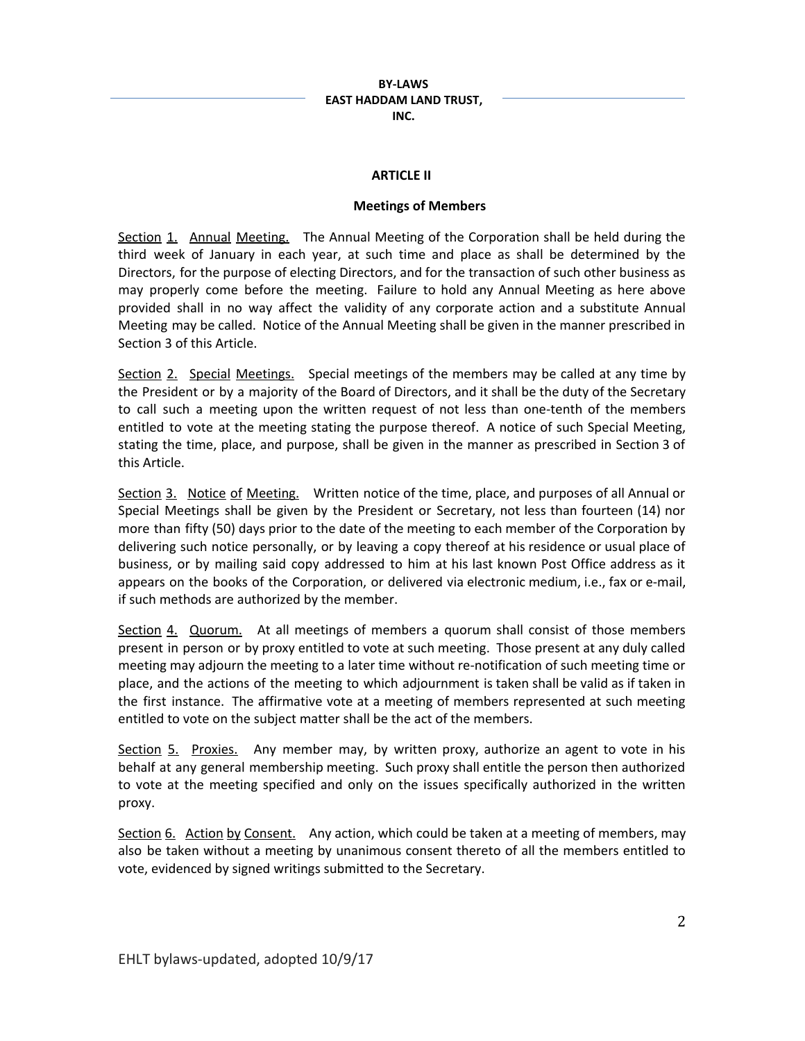## ARTICLE II

### Meetings of Members

Section 1. Annual Meeting. The Annual Meeting of the Corporation shall be held during the third week of January in each year, at such time and place as shall be determined by the Directors, for the purpose of electing Directors, and for the transaction of such other business as may properly come before the meeting. Failure to hold any Annual Meeting as here above provided shall in no way affect the validity of any corporate action and a substitute Annual Meeting may be called. Notice of the Annual Meeting shall be given in the manner prescribed in Section 3 of this Article.

Section 2. Special Meetings. Special meetings of the members may be called at any time by the President or by a majority of the Board of Directors, and it shall be the duty of the Secretary to call such a meeting upon the written request of not less than one-tenth of the members entitled to vote at the meeting stating the purpose thereof. A notice of such Special Meeting, stating the time, place, and purpose, shall be given in the manner as prescribed in Section 3 of this Article.

Section 3. Notice of Meeting. Written notice of the time, place, and purposes of all Annual or Special Meetings shall be given by the President or Secretary, not less than fourteen (14) nor more than fifty (50) days prior to the date of the meeting to each member of the Corporation by delivering such notice personally, or by leaving a copy thereof at his residence or usual place of business, or by mailing said copy addressed to him at his last known Post Office address as it appears on the books of the Corporation, or delivered via electronic medium, i.e., fax or e-mail, if such methods are authorized by the member.

Section 4. Quorum. At all meetings of members a quorum shall consist of those members present in person or by proxy entitled to vote at such meeting. Those present at any duly called meeting may adjourn the meeting to a later time without re-notification of such meeting time or place, and the actions of the meeting to which adjournment is taken shall be valid as if taken in the first instance. The affirmative vote at a meeting of members represented at such meeting entitled to vote on the subject matter shall be the act of the members.

Section 5. Proxies. Any member may, by written proxy, authorize an agent to vote in his behalf at any general membership meeting. Such proxy shall entitle the person then authorized to vote at the meeting specified and only on the issues specifically authorized in the written proxy.

Section 6. Action by Consent. Any action, which could be taken at a meeting of members, may also be taken without a meeting by unanimous consent thereto of all the members entitled to vote, evidenced by signed writings submitted to the Secretary.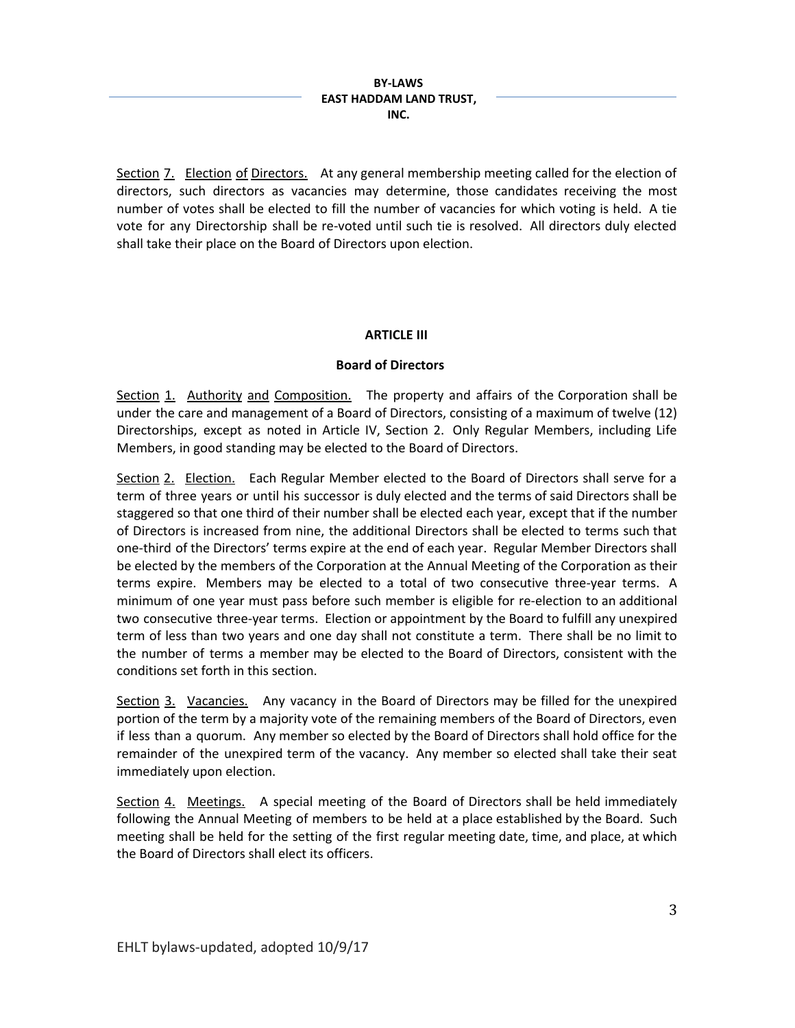Section 7. Election of Directors. At any general membership meeting called for the election of directors, such directors as vacancies may determine, those candidates receiving the most number of votes shall be elected to fill the number of vacancies for which voting is held. A tie vote for any Directorship shall be re-voted until such tie is resolved. All directors duly elected shall take their place on the Board of Directors upon election.

## ARTICLE III

### Board of Directors

Section 1. Authority and Composition. The property and affairs of the Corporation shall be under the care and management of a Board of Directors, consisting of a maximum of twelve (12) Directorships, except as noted in Article IV, Section 2. Only Regular Members, including Life Members, in good standing may be elected to the Board of Directors.

Section 2. Election. Each Regular Member elected to the Board of Directors shall serve for a term of three years or until his successor is duly elected and the terms of said Directors shall be staggered so that one third of their number shall be elected each year, except that if the number of Directors is increased from nine, the additional Directors shall be elected to terms such that one-third of the Directors' terms expire at the end of each year. Regular Member Directors shall be elected by the members of the Corporation at the Annual Meeting of the Corporation as their terms expire. Members may be elected to a total of two consecutive three-year terms. A minimum of one year must pass before such member is eligible for re-election to an additional two consecutive three-year terms. Election or appointment by the Board to fulfill any unexpired term of less than two years and one day shall not constitute a term. There shall be no limit to the number of terms a member may be elected to the Board of Directors, consistent with the conditions set forth in this section.

Section 3. Vacancies. Any vacancy in the Board of Directors may be filled for the unexpired portion of the term by a majority vote of the remaining members of the Board of Directors, even if less than a quorum. Any member so elected by the Board of Directors shall hold office for the remainder of the unexpired term of the vacancy. Any member so elected shall take their seat immediately upon election.

Section 4. Meetings. A special meeting of the Board of Directors shall be held immediately following the Annual Meeting of members to be held at a place established by the Board. Such meeting shall be held for the setting of the first regular meeting date, time, and place, at which the Board of Directors shall elect its officers.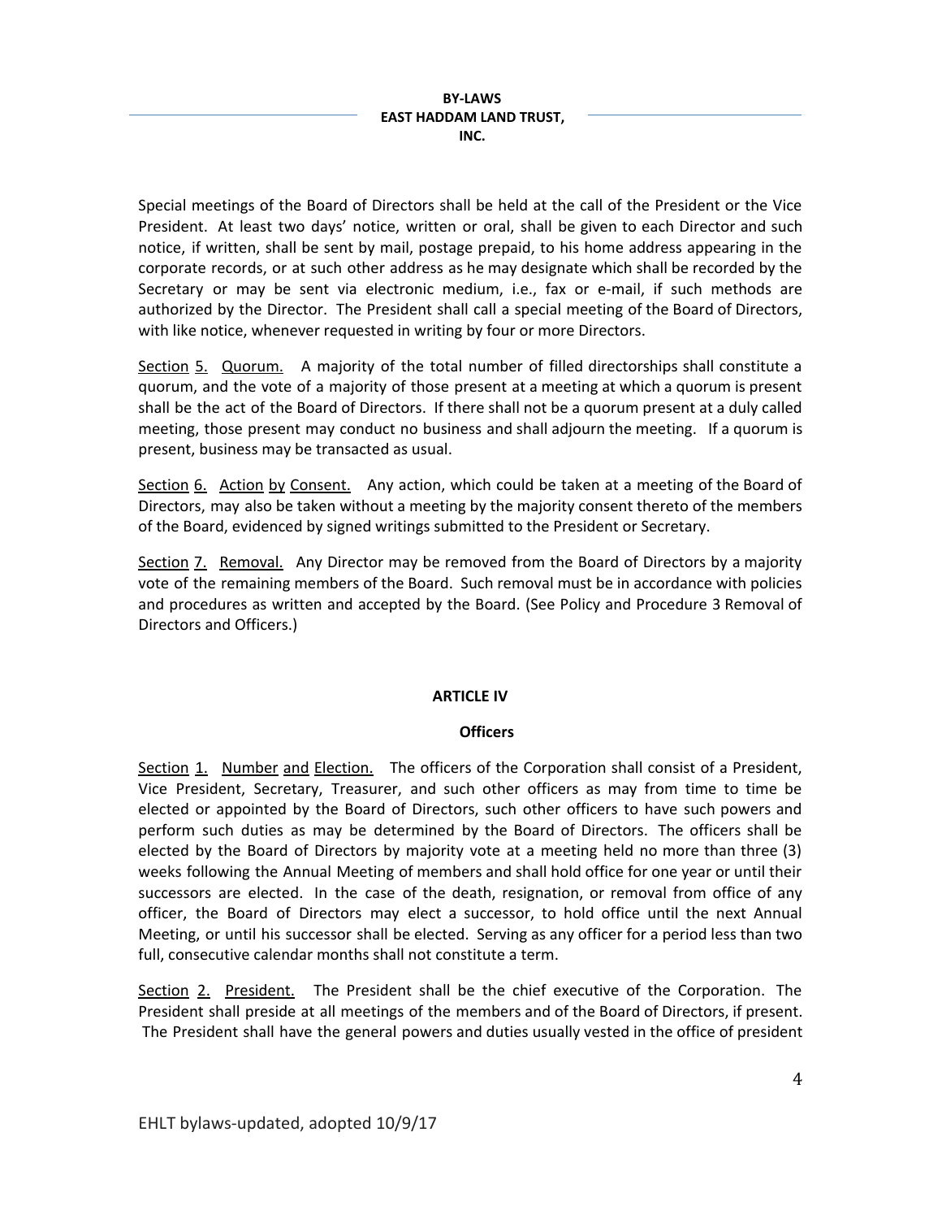Special meetings of the Board of Directors shall be held at the call of the President or the Vice President. At least two days' notice, written or oral, shall be given to each Director and such notice, if written, shall be sent by mail, postage prepaid, to his home address appearing in the corporate records, or at such other address as he may designate which shall be recorded by the Secretary or may be sent via electronic medium, i.e., fax or e-mail, if such methods are authorized by the Director. The President shall call a special meeting of the Board of Directors, with like notice, whenever requested in writing by four or more Directors.

Section 5. Quorum. A majority of the total number of filled directorships shall constitute a quorum, and the vote of a majority of those present at a meeting at which a quorum is present shall be the act of the Board of Directors. If there shall not be a quorum present at a duly called meeting, those present may conduct no business and shall adjourn the meeting. If a quorum is present, business may be transacted as usual.

Section 6. Action by Consent. Any action, which could be taken at a meeting of the Board of Directors, may also be taken without a meeting by the majority consent thereto of the members of the Board, evidenced by signed writings submitted to the President or Secretary.

Section 7. Removal. Any Director may be removed from the Board of Directors by a majority vote of the remaining members of the Board. Such removal must be in accordance with policies and procedures as written and accepted by the Board. (See Policy and Procedure 3 Removal of Directors and Officers.)

## ARTICLE IV

### Officers

Section 1. Number and Election. The officers of the Corporation shall consist of a President, Vice President, Secretary, Treasurer, and such other officers as may from time to time be elected or appointed by the Board of Directors, such other officers to have such powers and perform such duties as may be determined by the Board of Directors. The officers shall be elected by the Board of Directors by majority vote at a meeting held no more than three (3) weeks following the Annual Meeting of members and shall hold office for one year or until their successors are elected. In the case of the death, resignation, or removal from office of any officer, the Board of Directors may elect a successor, to hold office until the next Annual Meeting, or until his successor shall be elected. Serving as any officer for a period less than two full, consecutive calendar months shall not constitute a term.

Section 2. President. The President shall be the chief executive of the Corporation. The President shall preside at all meetings of the members and of the Board of Directors, if present. The President shall have the general powers and duties usually vested in the office of president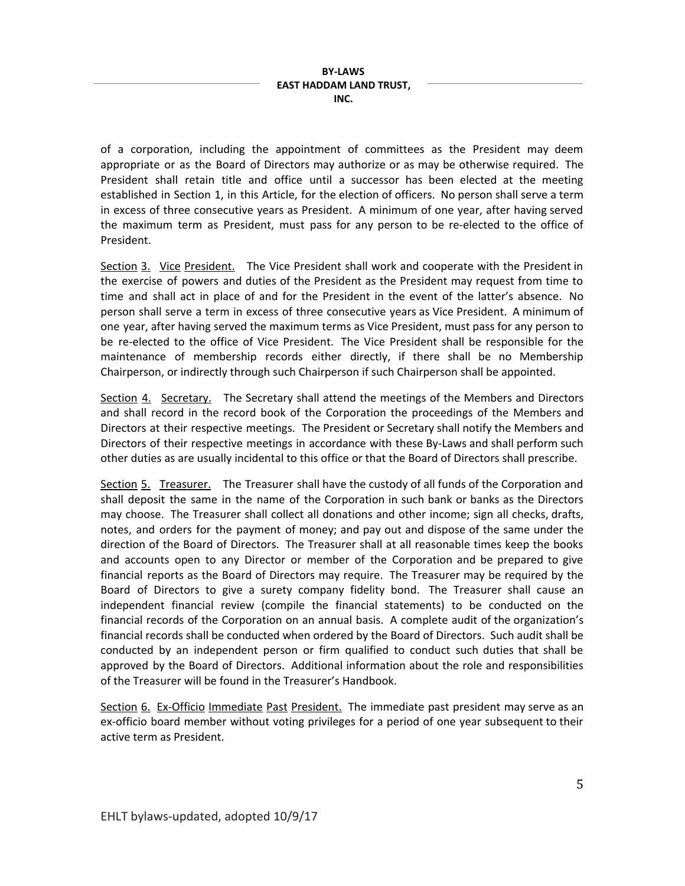of a corporation, including the appointment of committees as the President may deem appropriate or as the Board of Directors may authorize or as may be otherwise required. The President shall retain title and office until a successor has been elected at the meeting established in Section 1, in this Article, for the election of officers. No person shall serve a term in excess of three consecutive years as President. A minimum of one year, after having served the maximum term as President, must pass for any person to be re-elected to the office of President.

<u>Section 3.</u> <u>Vice President.</u> The Vice President shall work and cooperate with the President in the exercise of powers and duties of the President as the President may request from time to time and shall act in place of and for the President in the event of the latter's absence. No person shall serve a term in excess of three consecutive years as Vice President. A minimum of one year, after having served the maximum terms as Vice President, must pass for any person to be re-elected to the office of Vice President. The Vice President shall be responsible for the maintenance of membership records either directly, if there shall be no Membership Chairperson, or indirectly through such Chairperson if such Chairperson shall be appointed.

<u>Section 4.</u> <u>Secretary.</u> The Secretary shall attend the meetings of the Members and Directors and shall record in the record book of the Corporation the proceedings of the Members and Directors at their respective meetings. The President or Secretary shall notify the Members and Directors of their respective meetings in accordance with these By-Laws and shall perform such other duties as are usually incidental to this office or that the Board of Directors shall prescribe.

<u>Section 5.</u> <u>Treasurer.</u> The Treasurer shall have the custody of all funds of the Corporation and shall deposit the same in the name of the Corporation in such bank or banks as the Directors may choose. The Treasurer shall collect all donations and other income; sign all checks, drafts, notes, and orders for the payment of money; and pay out and dispose of the same under the direction of the Board of Directors. The Treasurer shall at all reasonable times keep the books and accounts open to any Director or member of the Corporation and be prepared to give financial reports as the Board of Directors may require. The Treasurer may be required by the Board of Directors to give a surety company fidelity bond. The Treasurer shall cause an independent financial review (compile the financial statements) to be conducted on the financial records of the Corporation on an annual basis. A complete audit of the organization's financial records shall be conducted when ordered by the Board of Directors. Such audit shall be conducted by an independent person or firm qualified to conduct such duties that shall be approved by the Board of Directors. Additional information about the role and responsibilities of the Treasurer will be found in the Treasurer's Handbook.

<u>Section 6.</u> <u>Ex-Officio Immediate Past President.</u> The immediate past president may serve as an ex-officio board member without voting privileges for a period of one year subsequent to their active term as President.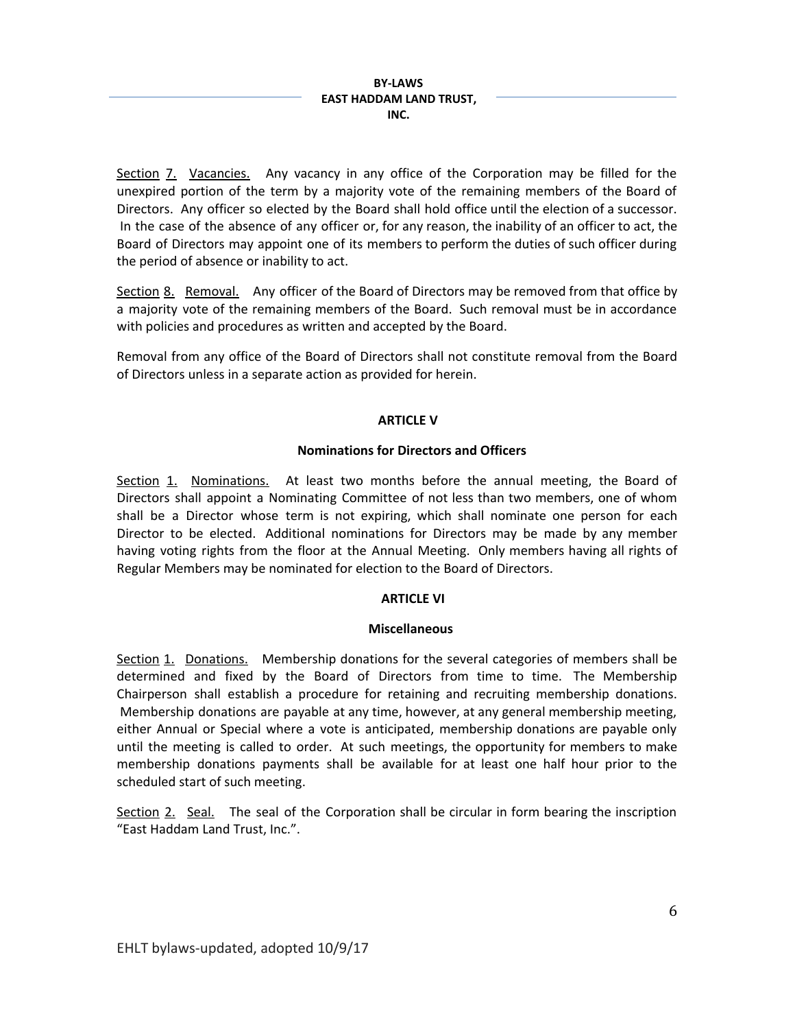Section 7. Vacancies. Any vacancy in any office of the Corporation may be filled for the unexpired portion of the term by a majority vote of the remaining members of the Board of Directors. Any officer so elected by the Board shall hold office until the election of a successor. In the case of the absence of any officer or, for any reason, the inability of an officer to act, the Board of Directors may appoint one of its members to perform the duties of such officer during the period of absence or inability to act.

Section 8. Removal. Any officer of the Board of Directors may be removed from that office by a majority vote of the remaining members of the Board. Such removal must be in accordance with policies and procedures as written and accepted by the Board.

Removal from any office of the Board of Directors shall not constitute removal from the Board of Directors unless in a separate action as provided for herein.

## ARTICLE V

### Nominations for Directors and Officers

Section 1. Nominations. At least two months before the annual meeting, the Board of Directors shall appoint a Nominating Committee of not less than two members, one of whom shall be a Director whose term is not expiring, which shall nominate one person for each Director to be elected. Additional nominations for Directors may be made by any member having voting rights from the floor at the Annual Meeting. Only members having all rights of Regular Members may be nominated for election to the Board of Directors.

## ARTICLE VI

### Miscellaneous

Section 1. Donations. Membership donations for the several categories of members shall be determined and fixed by the Board of Directors from time to time. The Membership Chairperson shall establish a procedure for retaining and recruiting membership donations. Membership donations are payable at any time, however, at any general membership meeting, either Annual or Special where a vote is anticipated, membership donations are payable only until the meeting is called to order. At such meetings, the opportunity for members to make membership donations payments shall be available for at least one half hour prior to the scheduled start of such meeting.

Section 2. Seal. The seal of the Corporation shall be circular in form bearing the inscription "East Haddam Land Trust, Inc.".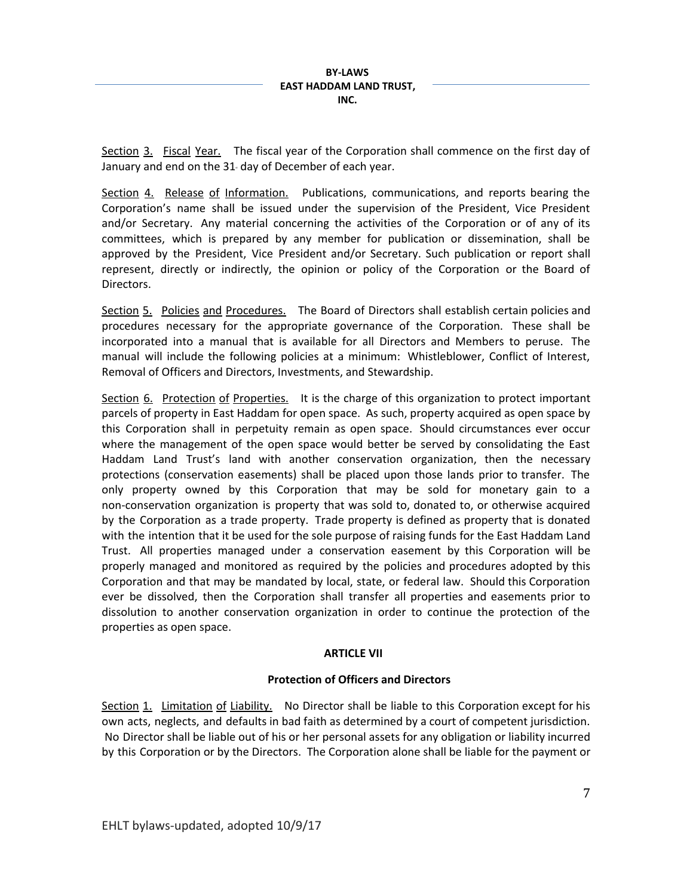Section 3. Fiscal Year. The fiscal year of the Corporation shall commence on the first day of January and end on the 31st day of December of each year.

Section 4. Release of Information. Publications, communications, and reports bearing the Corporation's name shall be issued under the supervision of the President, Vice President and/or Secretary. Any material concerning the activities of the Corporation or of any of its committees, which is prepared by any member for publication or dissemination, shall be approved by the President, Vice President and/or Secretary. Such publication or report shall represent, directly or indirectly, the opinion or policy of the Corporation or the Board of Directors.

Section 5. Policies and Procedures. The Board of Directors shall establish certain policies and procedures necessary for the appropriate governance of the Corporation. These shall be incorporated into a manual that is available for all Directors and Members to peruse. The manual will include the following policies at a minimum: Whistleblower, Conflict of Interest, Removal of Officers and Directors, Investments, and Stewardship.

Section 6. Protection of Properties. It is the charge of this organization to protect important parcels of property in East Haddam for open space. As such, property acquired as open space by this Corporation shall in perpetuity remain as open space. Should circumstances ever occur where the management of the open space would better be served by consolidating the East Haddam Land Trust's land with another conservation organization, then the necessary protections (conservation easements) shall be placed upon those lands prior to transfer. The only property owned by this Corporation that may be sold for monetary gain to a non-conservation organization is property that was sold to, donated to, or otherwise acquired by the Corporation as a trade property. Trade property is defined as property that is donated with the intention that it be used for the sole purpose of raising funds for the East Haddam Land Trust. All properties managed under a conservation easement by this Corporation will be properly managed and monitored as required by the policies and procedures adopted by this Corporation and that may be mandated by local, state, or federal law. Should this Corporation ever be dissolved, then the Corporation shall transfer all properties and easements prior to dissolution to another conservation organization in order to continue the protection of the properties as open space.

## ARTICLE VII

### Protection of Officers and Directors

Section 1. Limitation of Liability. No Director shall be liable to this Corporation except for his own acts, neglects, and defaults in bad faith as determined by a court of competent jurisdiction. No Director shall be liable out of his or her personal assets for any obligation or liability incurred by this Corporation or by the Directors. The Corporation alone shall be liable for the payment or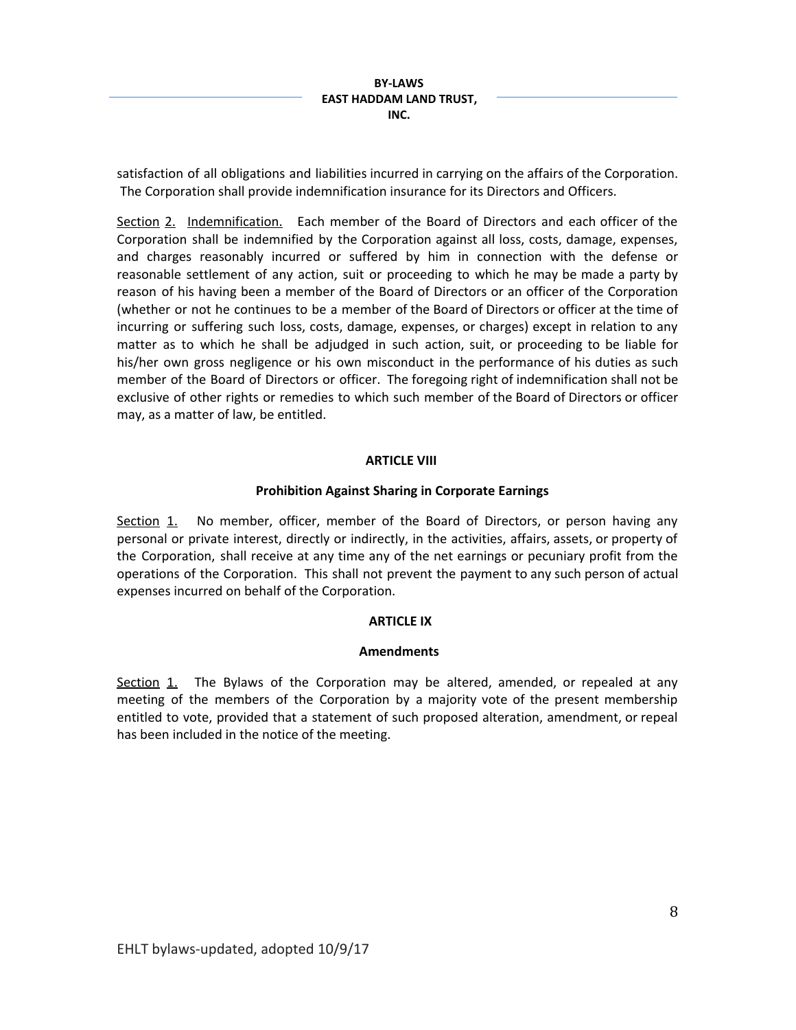satisfaction of all obligations and liabilities incurred in carrying on the affairs of the Corporation. The Corporation shall provide indemnification insurance for its Directors and Officers.

Section 2. Indemnification. Each member of the Board of Directors and each officer of the Corporation shall be indemnified by the Corporation against all loss, costs, damage, expenses, and charges reasonably incurred or suffered by him in connection with the defense or reasonable settlement of any action, suit or proceeding to which he may be made a party by reason of his having been a member of the Board of Directors or an officer of the Corporation (whether or not he continues to be a member of the Board of Directors or officer at the time of incurring or suffering such loss, costs, damage, expenses, or charges) except in relation to any matter as to which he shall be adjudged in such action, suit, or proceeding to be liable for his/her own gross negligence or his own misconduct in the performance of his duties as such member of the Board of Directors or officer. The foregoing right of indemnification shall not be exclusive of other rights or remedies to which such member of the Board of Directors or officer may, as a matter of law, be entitled.

## ARTICLE VIII

### Prohibition Against Sharing in Corporate Earnings

Section 1. No member, officer, member of the Board of Directors, or person having any personal or private interest, directly or indirectly, in the activities, affairs, assets, or property of the Corporation, shall receive at any time any of the net earnings or pecuniary profit from the operations of the Corporation. This shall not prevent the payment to any such person of actual expenses incurred on behalf of the Corporation.

## ARTICLE IX

### Amendments

Section 1. The Bylaws of the Corporation may be altered, amended, or repealed at any meeting of the members of the Corporation by a majority vote of the present membership entitled to vote, provided that a statement of such proposed alteration, amendment, or repeal has been included in the notice of the meeting.